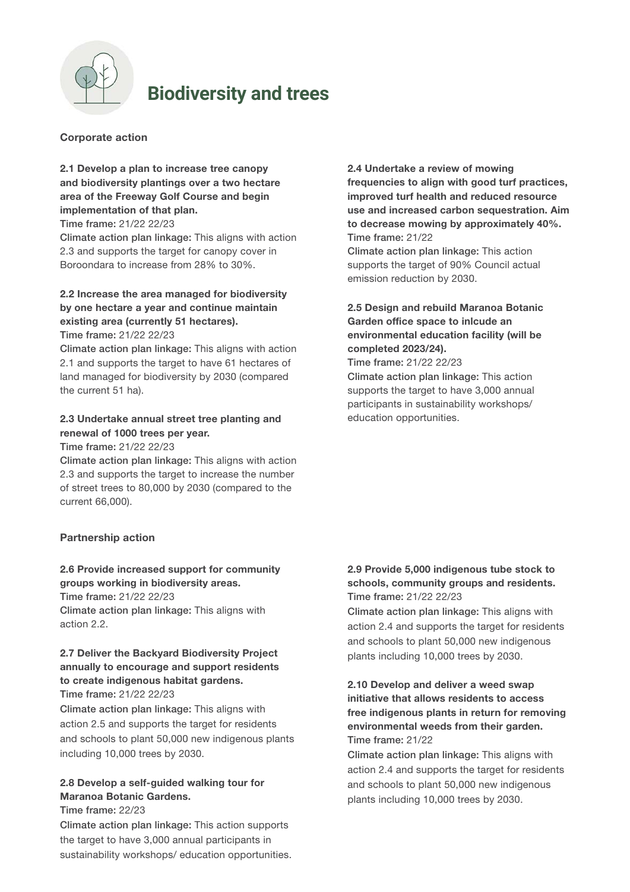# Biodiversity and trees

**Corporate action**

**2.1 Develop a plan to increase tree canopy and biodiversity plantings over a two hectare area of the Freeway Golf Course and begin implementation of that plan.**
Time frame: 21/22 22/23
Climate action plan linkage: This aligns with action 2.3 and supports the target for canopy cover in Boroondara to increase from 28% to 30%.

**2.2 Increase the area managed for biodiversity by one hectare a year and continue maintain existing area (currently 51 hectares).**
Time frame: 21/22 22/23
Climate action plan linkage: This aligns with action 2.1 and supports the target to have 61 hectares of land managed for biodiversity by 2030 (compared the current 51 ha).

**2.3 Undertake annual street tree planting and renewal of 1000 trees per year.**
Time frame: 21/22 22/23
Climate action plan linkage: This aligns with action 2.3 and supports the target to increase the number of street trees to 80,000 by 2030 (compared to the current 66,000).

**2.4 Undertake a review of mowing frequencies to align with good turf practices, improved turf health and reduced resource use and increased carbon sequestration. Aim to decrease mowing by approximately 40%.**
Time frame: 21/22
Climate action plan linkage: This action supports the target of 90% Council actual emission reduction by 2030.

**2.5 Design and rebuild Maranoa Botanic Garden office space to inlcude an environmental education facility (will be completed 2023/24).**
Time frame: 21/22 22/23
Climate action plan linkage: This action supports the target to have 3,000 annual participants in sustainability workshops/ education opportunities.

**Partnership action**

**2.6 Provide increased support for community groups working in biodiversity areas.**
Time frame: 21/22 22/23
Climate action plan linkage: This aligns with action 2.2.

**2.7 Deliver the Backyard Biodiversity Project annually to encourage and support residents to create indigenous habitat gardens.**
Time frame: 21/22 22/23
Climate action plan linkage: This aligns with action 2.5 and supports the target for residents and schools to plant 50,000 new indigenous plants including 10,000 trees by 2030.

**2.8 Develop a self-guided walking tour for Maranoa Botanic Gardens.**
Time frame: 22/23
Climate action plan linkage: This action supports the target to have 3,000 annual participants in sustainability workshops/ education opportunities.

**2.9 Provide 5,000 indigenous tube stock to schools, community groups and residents.**
Time frame: 21/22 22/23
Climate action plan linkage: This aligns with action 2.4 and supports the target for residents and schools to plant 50,000 new indigenous plants including 10,000 trees by 2030.

**2.10 Develop and deliver a weed swap initiative that allows residents to access free indigenous plants in return for removing environmental weeds from their garden.**
Time frame: 21/22
Climate action plan linkage: This aligns with action 2.4 and supports the target for residents and schools to plant 50,000 new indigenous plants including 10,000 trees by 2030.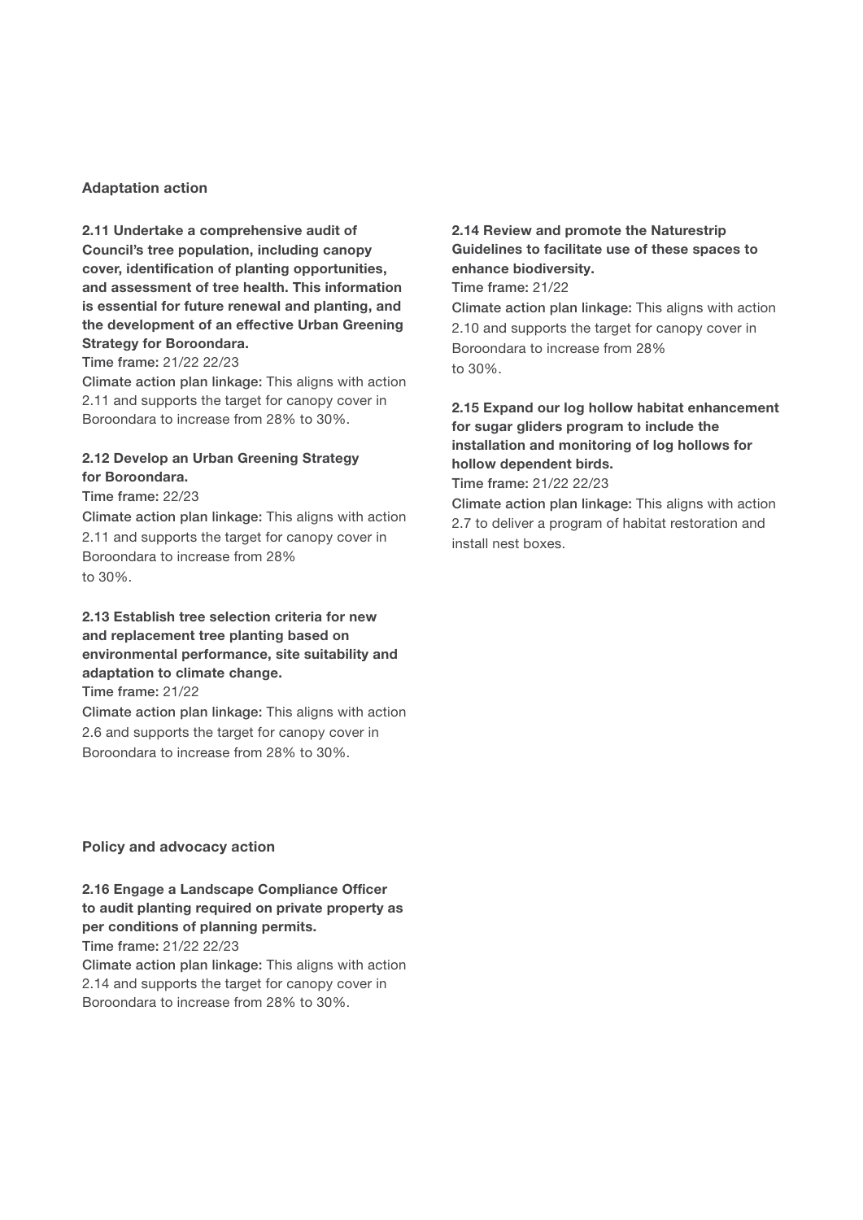## Adaptation action

**2.11 Undertake a comprehensive audit of Council's tree population, including canopy cover, identification of planting opportunities, and assessment of tree health. This information is essential for future renewal and planting, and the development of an effective Urban Greening Strategy for Boroondara.**
Time frame: 21/22 22/23
Climate action plan linkage: This aligns with action 2.11 and supports the target for canopy cover in Boroondara to increase from 28% to 30%.

**2.12 Develop an Urban Greening Strategy for Boroondara.**
Time frame: 22/23
Climate action plan linkage: This aligns with action 2.11 and supports the target for canopy cover in Boroondara to increase from 28% to 30%.

**2.13 Establish tree selection criteria for new and replacement tree planting based on environmental performance, site suitability and adaptation to climate change.**
Time frame: 21/22
Climate action plan linkage: This aligns with action 2.6 and supports the target for canopy cover in Boroondara to increase from 28% to 30%.

**2.14 Review and promote the Naturestrip Guidelines to facilitate use of these spaces to enhance biodiversity.**
Time frame: 21/22
Climate action plan linkage: This aligns with action 2.10 and supports the target for canopy cover in Boroondara to increase from 28% to 30%.

**2.15 Expand our log hollow habitat enhancement for sugar gliders program to include the installation and monitoring of log hollows for hollow dependent birds.**
Time frame: 21/22 22/23
Climate action plan linkage: This aligns with action 2.7 to deliver a program of habitat restoration and install nest boxes.

## Policy and advocacy action

**2.16 Engage a Landscape Compliance Officer to audit planting required on private property as per conditions of planning permits.**
Time frame: 21/22 22/23
Climate action plan linkage: This aligns with action 2.14 and supports the target for canopy cover in Boroondara to increase from 28% to 30%.